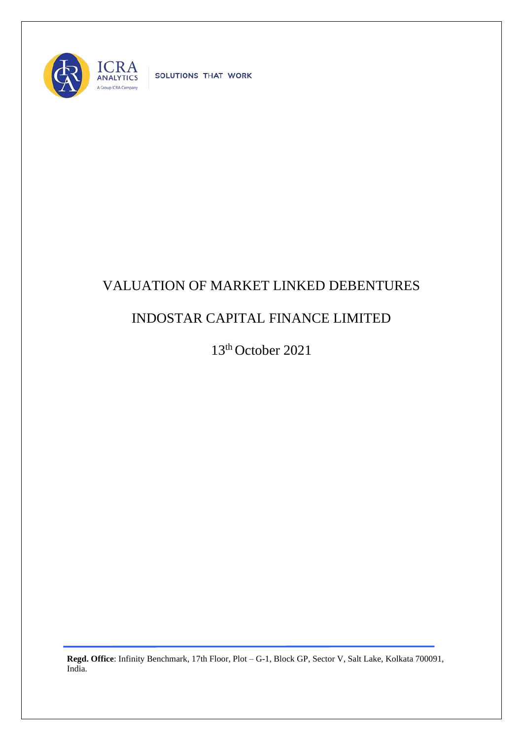ICRA ANALYTICS

A Group ICRA Company

SOLUTIONS THAT WORK

# VALUATION OF MARKET LINKED DEBENTURES

# INDOSTAR CAPITAL FINANCE LIMITED

13th October 2021

**Regd. Office**: Infinity Benchmark, 17th Floor, Plot – G-1, Block GP, Sector V, Salt Lake, Kolkata 700091, India.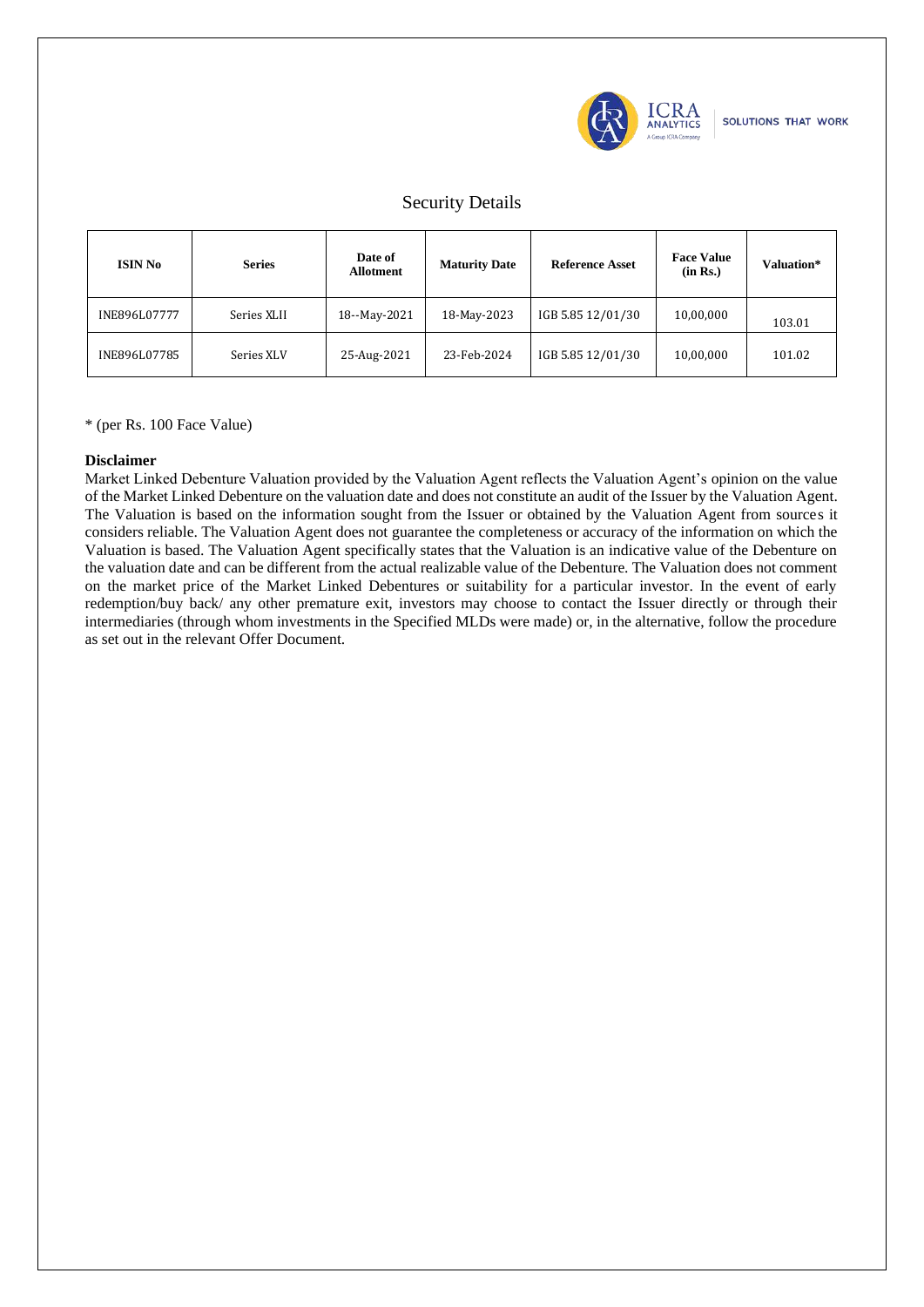## Security Details

| ISIN No | Series | Date of Allotment | Maturity Date | Reference Asset | Face Value (in Rs.) | Valuation* |
|---|---|---|---|---|---|---|
| INE896L07777 | Series XLII | 18--May-2021 | 18-May-2023 | IGB 5.85 12/01/30 | 10,00,000 | 103.01 |
| INE896L07785 | Series XLV | 25-Aug-2021 | 23-Feb-2024 | IGB 5.85 12/01/30 | 10,00,000 | 101.02 |

* (per Rs. 100 Face Value)

**Disclaimer**

Market Linked Debenture Valuation provided by the Valuation Agent reflects the Valuation Agent's opinion on the value of the Market Linked Debenture on the valuation date and does not constitute an audit of the Issuer by the Valuation Agent. The Valuation is based on the information sought from the Issuer or obtained by the Valuation Agent from sources it considers reliable. The Valuation Agent does not guarantee the completeness or accuracy of the information on which the Valuation is based. The Valuation Agent specifically states that the Valuation is an indicative value of the Debenture on the valuation date and can be different from the actual realizable value of the Debenture. The Valuation does not comment on the market price of the Market Linked Debentures or suitability for a particular investor. In the event of early redemption/buy back/ any other premature exit, investors may choose to contact the Issuer directly or through their intermediaries (through whom investments in the Specified MLDs were made) or, in the alternative, follow the procedure as set out in the relevant Offer Document.